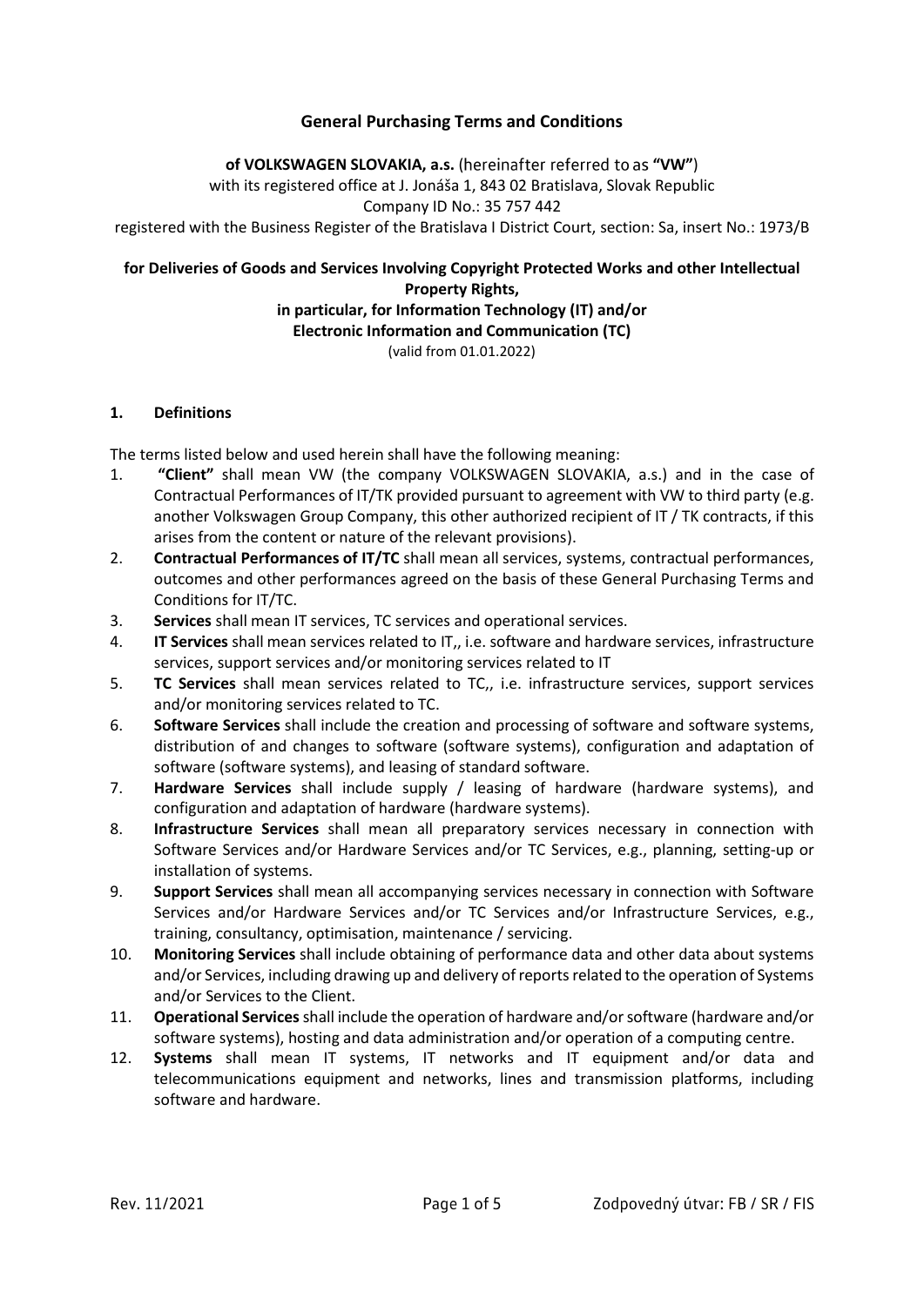## General Purchasing Terms and Conditions

**of VOLKSWAGEN SLOVAKIA, a.s.** (hereinafter referred to as **"VW"**)
with its registered office at J. Jonáša 1, 843 02 Bratislava, Slovak Republic
Company ID No.: 35 757 442
registered with the Business Register of the Bratislava I District Court, section: Sa, insert No.: 1973/B

**for Deliveries of Goods and Services Involving Copyright Protected Works and other Intellectual Property Rights,**
**in particular, for Information Technology (IT) and/or**
**Electronic Information and Communication (TC)**
(valid from 01.01.2022)

### 1. Definitions

The terms listed below and used herein shall have the following meaning:

1. **"Client"** shall mean VW (the company VOLKSWAGEN SLOVAKIA, a.s.) and in the case of Contractual Performances of IT/TK provided pursuant to agreement with VW to third party (e.g. another Volkswagen Group Company, this other authorized recipient of IT / TK contracts, if this arises from the content or nature of the relevant provisions).
2. **Contractual Performances of IT/TC** shall mean all services, systems, contractual performances, outcomes and other performances agreed on the basis of these General Purchasing Terms and Conditions for IT/TC.
3. **Services** shall mean IT services, TC services and operational services.
4. **IT Services** shall mean services related to IT,, i.e. software and hardware services, infrastructure services, support services and/or monitoring services related to IT
5. **TC Services** shall mean services related to TC,, i.e. infrastructure services, support services and/or monitoring services related to TC.
6. **Software Services** shall include the creation and processing of software and software systems, distribution of and changes to software (software systems), configuration and adaptation of software (software systems), and leasing of standard software.
7. **Hardware Services** shall include supply / leasing of hardware (hardware systems), and configuration and adaptation of hardware (hardware systems).
8. **Infrastructure Services** shall mean all preparatory services necessary in connection with Software Services and/or Hardware Services and/or TC Services, e.g., planning, setting-up or installation of systems.
9. **Support Services** shall mean all accompanying services necessary in connection with Software Services and/or Hardware Services and/or TC Services and/or Infrastructure Services, e.g., training, consultancy, optimisation, maintenance / servicing.
10. **Monitoring Services** shall include obtaining of performance data and other data about systems and/or Services, including drawing up and delivery of reports related to the operation of Systems and/or Services to the Client.
11. **Operational Services** shall include the operation of hardware and/or software (hardware and/or software systems), hosting and data administration and/or operation of a computing centre.
12. **Systems** shall mean IT systems, IT networks and IT equipment and/or data and telecommunications equipment and networks, lines and transmission platforms, including software and hardware.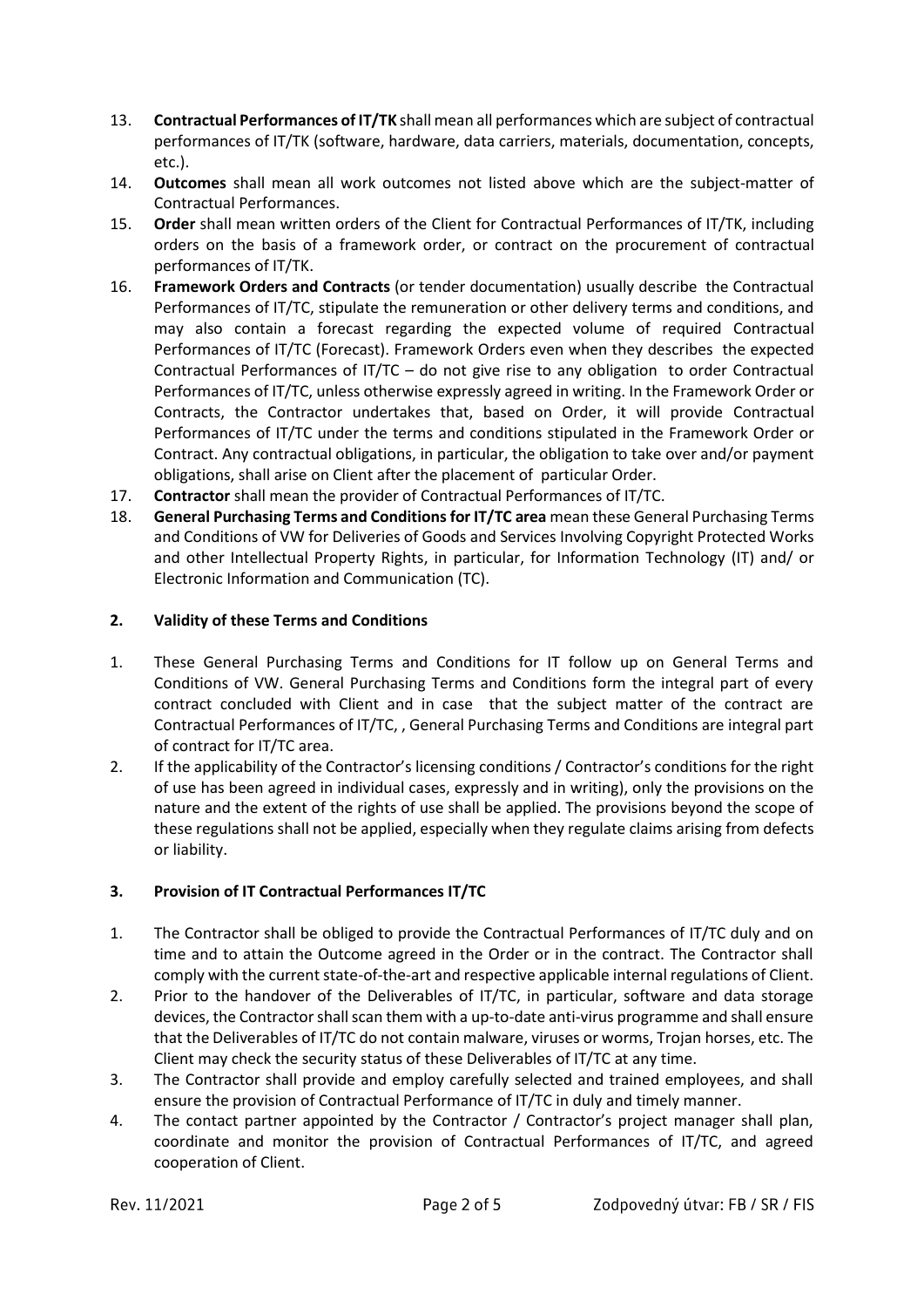13. **Contractual Performances of IT/TK** shall mean all performances which are subject of contractual performances of IT/TK (software, hardware, data carriers, materials, documentation, concepts, etc.).
14. **Outcomes** shall mean all work outcomes not listed above which are the subject-matter of Contractual Performances.
15. **Order** shall mean written orders of the Client for Contractual Performances of IT/TK, including orders on the basis of a framework order, or contract on the procurement of contractual performances of IT/TK.
16. **Framework Orders and Contracts** (or tender documentation) usually describe the Contractual Performances of IT/TC, stipulate the remuneration or other delivery terms and conditions, and may also contain a forecast regarding the expected volume of required Contractual Performances of IT/TC (Forecast). Framework Orders even when they describes the expected Contractual Performances of IT/TC – do not give rise to any obligation to order Contractual Performances of IT/TC, unless otherwise expressly agreed in writing. In the Framework Order or Contracts, the Contractor undertakes that, based on Order, it will provide Contractual Performances of IT/TC under the terms and conditions stipulated in the Framework Order or Contract. Any contractual obligations, in particular, the obligation to take over and/or payment obligations, shall arise on Client after the placement of particular Order.
17. **Contractor** shall mean the provider of Contractual Performances of IT/TC.
18. **General Purchasing Terms and Conditions for IT/TC area** mean these General Purchasing Terms and Conditions of VW for Deliveries of Goods and Services Involving Copyright Protected Works and other Intellectual Property Rights, in particular, for Information Technology (IT) and/ or Electronic Information and Communication (TC).

## 2. Validity of these Terms and Conditions

1. These General Purchasing Terms and Conditions for IT follow up on General Terms and Conditions of VW. General Purchasing Terms and Conditions form the integral part of every contract concluded with Client and in case that the subject matter of the contract are Contractual Performances of IT/TC, , General Purchasing Terms and Conditions are integral part of contract for IT/TC area.
2. If the applicability of the Contractor's licensing conditions / Contractor's conditions for the right of use has been agreed in individual cases, expressly and in writing), only the provisions on the nature and the extent of the rights of use shall be applied. The provisions beyond the scope of these regulations shall not be applied, especially when they regulate claims arising from defects or liability.

## 3. Provision of IT Contractual Performances IT/TC

1. The Contractor shall be obliged to provide the Contractual Performances of IT/TC duly and on time and to attain the Outcome agreed in the Order or in the contract. The Contractor shall comply with the current state-of-the-art and respective applicable internal regulations of Client.
2. Prior to the handover of the Deliverables of IT/TC, in particular, software and data storage devices, the Contractor shall scan them with a up-to-date anti-virus programme and shall ensure that the Deliverables of IT/TC do not contain malware, viruses or worms, Trojan horses, etc. The Client may check the security status of these Deliverables of IT/TC at any time.
3. The Contractor shall provide and employ carefully selected and trained employees, and shall ensure the provision of Contractual Performance of IT/TC in duly and timely manner.
4. The contact partner appointed by the Contractor / Contractor's project manager shall plan, coordinate and monitor the provision of Contractual Performances of IT/TC, and agreed cooperation of Client.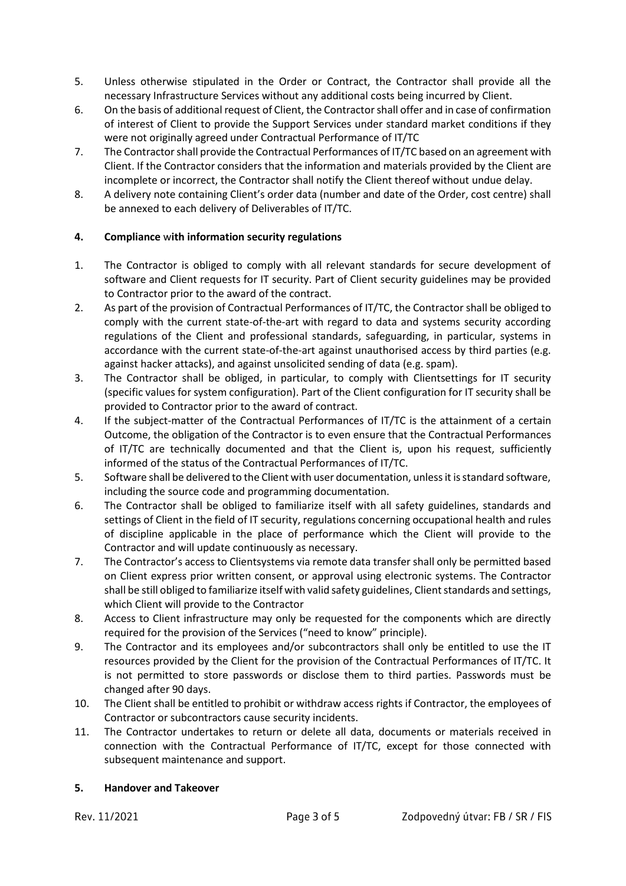5. Unless otherwise stipulated in the Order or Contract, the Contractor shall provide all the necessary Infrastructure Services without any additional costs being incurred by Client.
6. On the basis of additional request of Client, the Contractor shall offer and in case of confirmation of interest of Client to provide the Support Services under standard market conditions if they were not originally agreed under Contractual Performance of IT/TC
7. The Contractor shall provide the Contractual Performances of IT/TC based on an agreement with Client. If the Contractor considers that the information and materials provided by the Client are incomplete or incorrect, the Contractor shall notify the Client thereof without undue delay.
8. A delivery note containing Client's order data (number and date of the Order, cost centre) shall be annexed to each delivery of Deliverables of IT/TC.

## 4. Compliance with information security regulations

1. The Contractor is obliged to comply with all relevant standards for secure development of software and Client requests for IT security. Part of Client security guidelines may be provided to Contractor prior to the award of the contract.
2. As part of the provision of Contractual Performances of IT/TC, the Contractor shall be obliged to comply with the current state-of-the-art with regard to data and systems security according regulations of the Client and professional standards, safeguarding, in particular, systems in accordance with the current state-of-the-art against unauthorised access by third parties (e.g. against hacker attacks), and against unsolicited sending of data (e.g. spam).
3. The Contractor shall be obliged, in particular, to comply with Clientsettings for IT security (specific values for system configuration). Part of the Client configuration for IT security shall be provided to Contractor prior to the award of contract.
4. If the subject-matter of the Contractual Performances of IT/TC is the attainment of a certain Outcome, the obligation of the Contractor is to even ensure that the Contractual Performances of IT/TC are technically documented and that the Client is, upon his request, sufficiently informed of the status of the Contractual Performances of IT/TC.
5. Software shall be delivered to the Client with user documentation, unless it is standard software, including the source code and programming documentation.
6. The Contractor shall be obliged to familiarize itself with all safety guidelines, standards and settings of Client in the field of IT security, regulations concerning occupational health and rules of discipline applicable in the place of performance which the Client will provide to the Contractor and will update continuously as necessary.
7. The Contractor's access to Clientsystems via remote data transfer shall only be permitted based on Client express prior written consent, or approval using electronic systems. The Contractor shall be still obliged to familiarize itself with valid safety guidelines, Client standards and settings, which Client will provide to the Contractor
8. Access to Client infrastructure may only be requested for the components which are directly required for the provision of the Services ("need to know" principle).
9. The Contractor and its employees and/or subcontractors shall only be entitled to use the IT resources provided by the Client for the provision of the Contractual Performances of IT/TC. It is not permitted to store passwords or disclose them to third parties. Passwords must be changed after 90 days.
10. The Client shall be entitled to prohibit or withdraw access rights if Contractor, the employees of Contractor or subcontractors cause security incidents.
11. The Contractor undertakes to return or delete all data, documents or materials received in connection with the Contractual Performance of IT/TC, except for those connected with subsequent maintenance and support.

## 5. Handover and Takeover

Rev. 11/2021 Zodpovedný útvar: FB / SR / FIS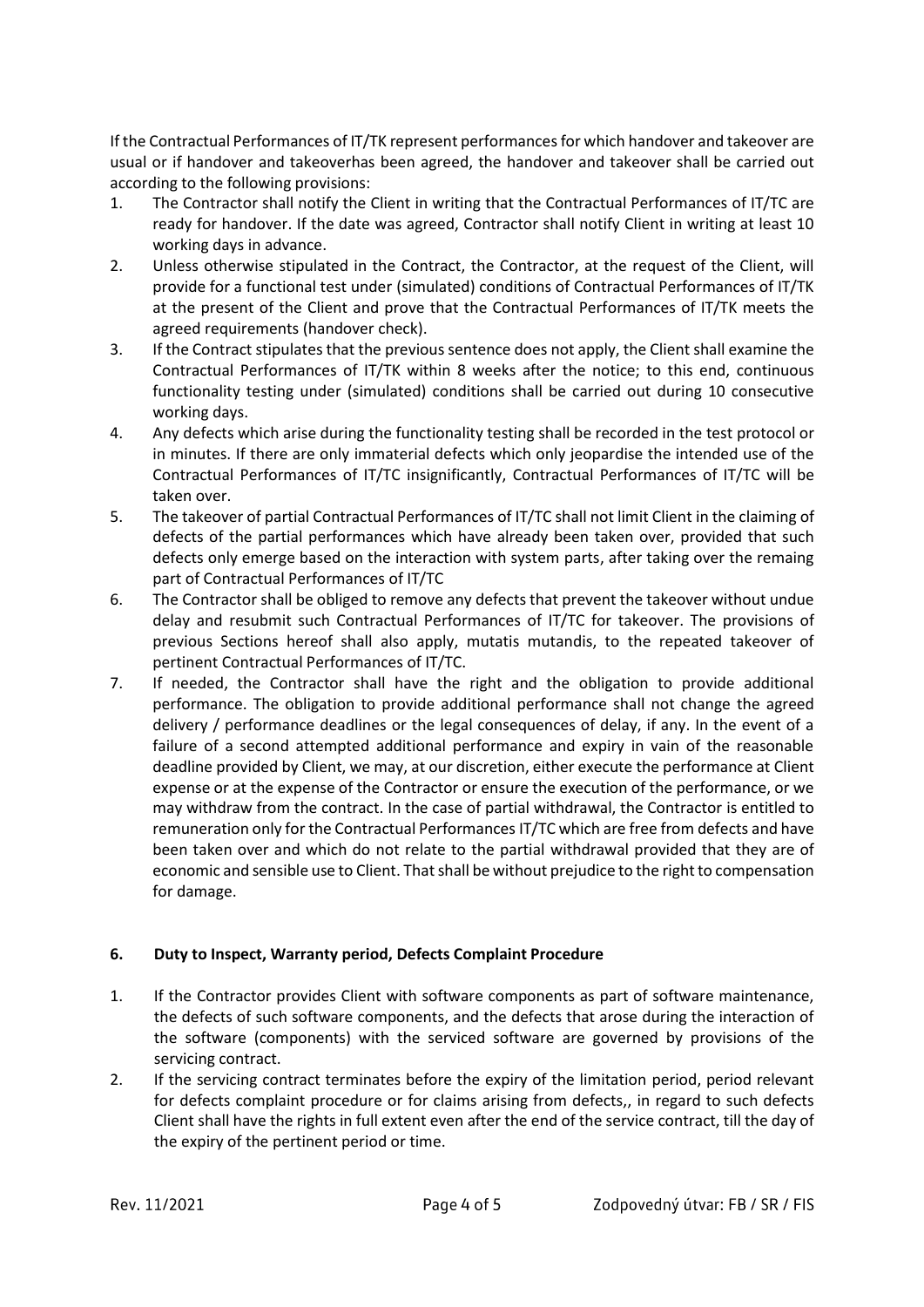If the Contractual Performances of IT/TK represent performances for which handover and takeover are usual or if handover and takeoverhas been agreed, the handover and takeover shall be carried out according to the following provisions:

1. The Contractor shall notify the Client in writing that the Contractual Performances of IT/TC are ready for handover. If the date was agreed, Contractor shall notify Client in writing at least 10 working days in advance.
2. Unless otherwise stipulated in the Contract, the Contractor, at the request of the Client, will provide for a functional test under (simulated) conditions of Contractual Performances of IT/TK at the present of the Client and prove that the Contractual Performances of IT/TK meets the agreed requirements (handover check).
3. If the Contract stipulates that the previous sentence does not apply, the Client shall examine the Contractual Performances of IT/TK within 8 weeks after the notice; to this end, continuous functionality testing under (simulated) conditions shall be carried out during 10 consecutive working days.
4. Any defects which arise during the functionality testing shall be recorded in the test protocol or in minutes. If there are only immaterial defects which only jeopardise the intended use of the Contractual Performances of IT/TC insignificantly, Contractual Performances of IT/TC will be taken over.
5. The takeover of partial Contractual Performances of IT/TC shall not limit Client in the claiming of defects of the partial performances which have already been taken over, provided that such defects only emerge based on the interaction with system parts, after taking over the remaing part of Contractual Performances of IT/TC
6. The Contractor shall be obliged to remove any defects that prevent the takeover without undue delay and resubmit such Contractual Performances of IT/TC for takeover. The provisions of previous Sections hereof shall also apply, mutatis mutandis, to the repeated takeover of pertinent Contractual Performances of IT/TC.
7. If needed, the Contractor shall have the right and the obligation to provide additional performance. The obligation to provide additional performance shall not change the agreed delivery / performance deadlines or the legal consequences of delay, if any. In the event of a failure of a second attempted additional performance and expiry in vain of the reasonable deadline provided by Client, we may, at our discretion, either execute the performance at Client expense or at the expense of the Contractor or ensure the execution of the performance, or we may withdraw from the contract. In the case of partial withdrawal, the Contractor is entitled to remuneration only for the Contractual Performances IT/TC which are free from defects and have been taken over and which do not relate to the partial withdrawal provided that they are of economic and sensible use to Client. That shall be without prejudice to the right to compensation for damage.

## 6. Duty to Inspect, Warranty period, Defects Complaint Procedure

1. If the Contractor provides Client with software components as part of software maintenance, the defects of such software components, and the defects that arose during the interaction of the software (components) with the serviced software are governed by provisions of the servicing contract.
2. If the servicing contract terminates before the expiry of the limitation period, period relevant for defects complaint procedure or for claims arising from defects,, in regard to such defects Client shall have the rights in full extent even after the end of the service contract, till the day of the expiry of the pertinent period or time.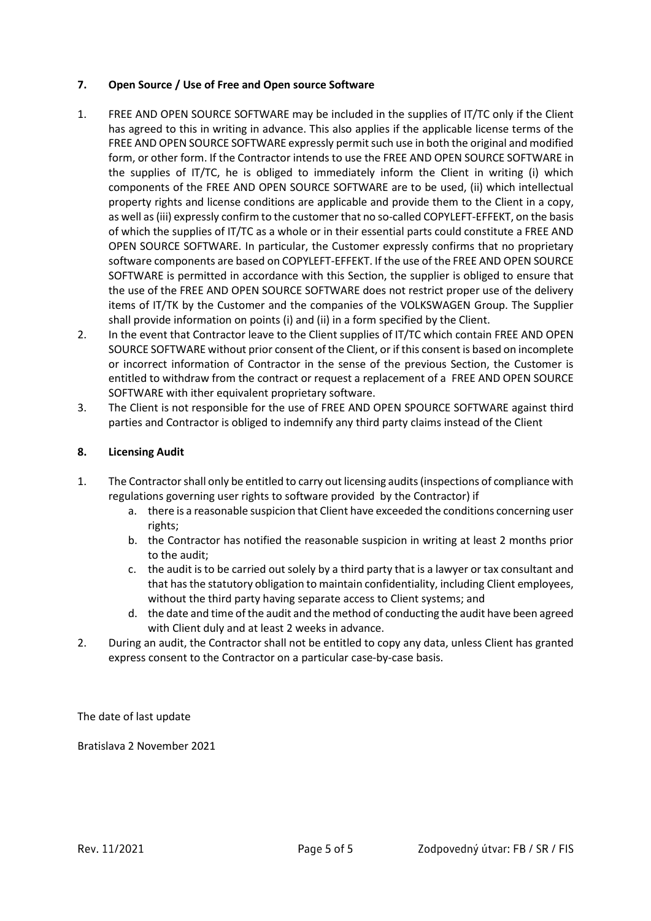### 7. Open Source / Use of Free and Open source Software

1. FREE AND OPEN SOURCE SOFTWARE may be included in the supplies of IT/TC only if the Client has agreed to this in writing in advance. This also applies if the applicable license terms of the FREE AND OPEN SOURCE SOFTWARE expressly permit such use in both the original and modified form, or other form. If the Contractor intends to use the FREE AND OPEN SOURCE SOFTWARE in the supplies of IT/TC, he is obliged to immediately inform the Client in writing (i) which components of the FREE AND OPEN SOURCE SOFTWARE are to be used, (ii) which intellectual property rights and license conditions are applicable and provide them to the Client in a copy, as well as (iii) expressly confirm to the customer that no so-called COPYLEFT-EFFEKT, on the basis of which the supplies of IT/TC as a whole or in their essential parts could constitute a FREE AND OPEN SOURCE SOFTWARE. In particular, the Customer expressly confirms that no proprietary software components are based on COPYLEFT-EFFEKT. If the use of the FREE AND OPEN SOURCE SOFTWARE is permitted in accordance with this Section, the supplier is obliged to ensure that the use of the FREE AND OPEN SOURCE SOFTWARE does not restrict proper use of the delivery items of IT/TK by the Customer and the companies of the VOLKSWAGEN Group. The Supplier shall provide information on points (i) and (ii) in a form specified by the Client.
2. In the event that Contractor leave to the Client supplies of IT/TC which contain FREE AND OPEN SOURCE SOFTWARE without prior consent of the Client, or if this consent is based on incomplete or incorrect information of Contractor in the sense of the previous Section, the Customer is entitled to withdraw from the contract or request a replacement of a FREE AND OPEN SOURCE SOFTWARE with ither equivalent proprietary software.
3. The Client is not responsible for the use of FREE AND OPEN SPOURCE SOFTWARE against third parties and Contractor is obliged to indemnify any third party claims instead of the Client

### 8. Licensing Audit

1. The Contractor shall only be entitled to carry out licensing audits (inspections of compliance with regulations governing user rights to software provided by the Contractor) if
   a. there is a reasonable suspicion that Client have exceeded the conditions concerning user rights;
   b. the Contractor has notified the reasonable suspicion in writing at least 2 months prior to the audit;
   c. the audit is to be carried out solely by a third party that is a lawyer or tax consultant and that has the statutory obligation to maintain confidentiality, including Client employees, without the third party having separate access to Client systems; and
   d. the date and time of the audit and the method of conducting the audit have been agreed with Client duly and at least 2 weeks in advance.
2. During an audit, the Contractor shall not be entitled to copy any data, unless Client has granted express consent to the Contractor on a particular case-by-case basis.

The date of last update

Bratislava 2 November 2021

Rev. 11/2021 Zodpovedný útvar: FB / SR / FIS